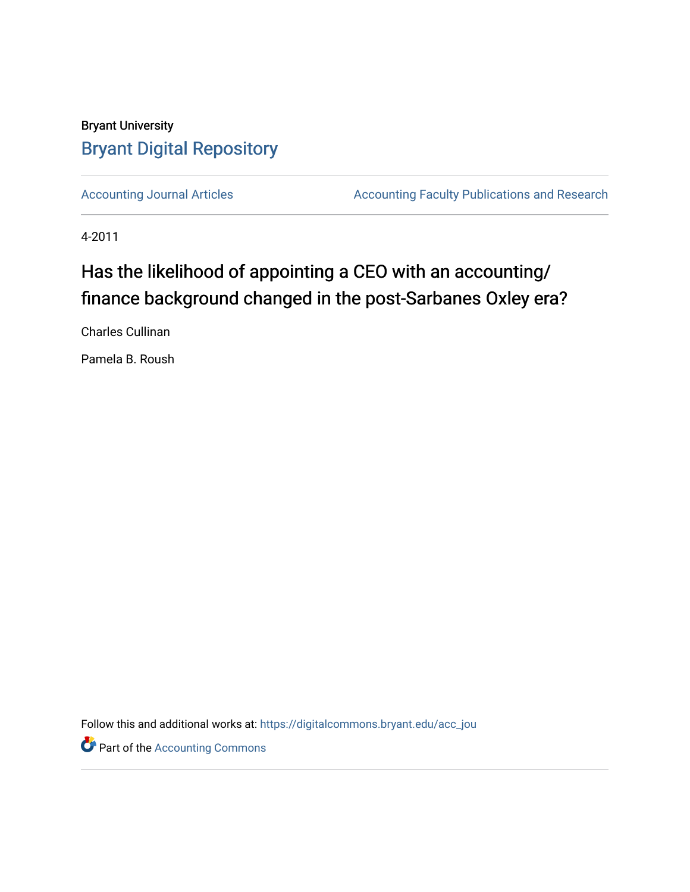Bryant University

## Bryant Digital Repository

Accounting Journal Articles | Accounting Faculty Publications and Research

4-2011

# Has the likelihood of appointing a CEO with an accounting/finance background changed in the post-Sarbanes Oxley era?

Charles Cullinan

Pamela B. Roush

Follow this and additional works at: https://digitalcommons.bryant.edu/acc_jou

Part of the Accounting Commons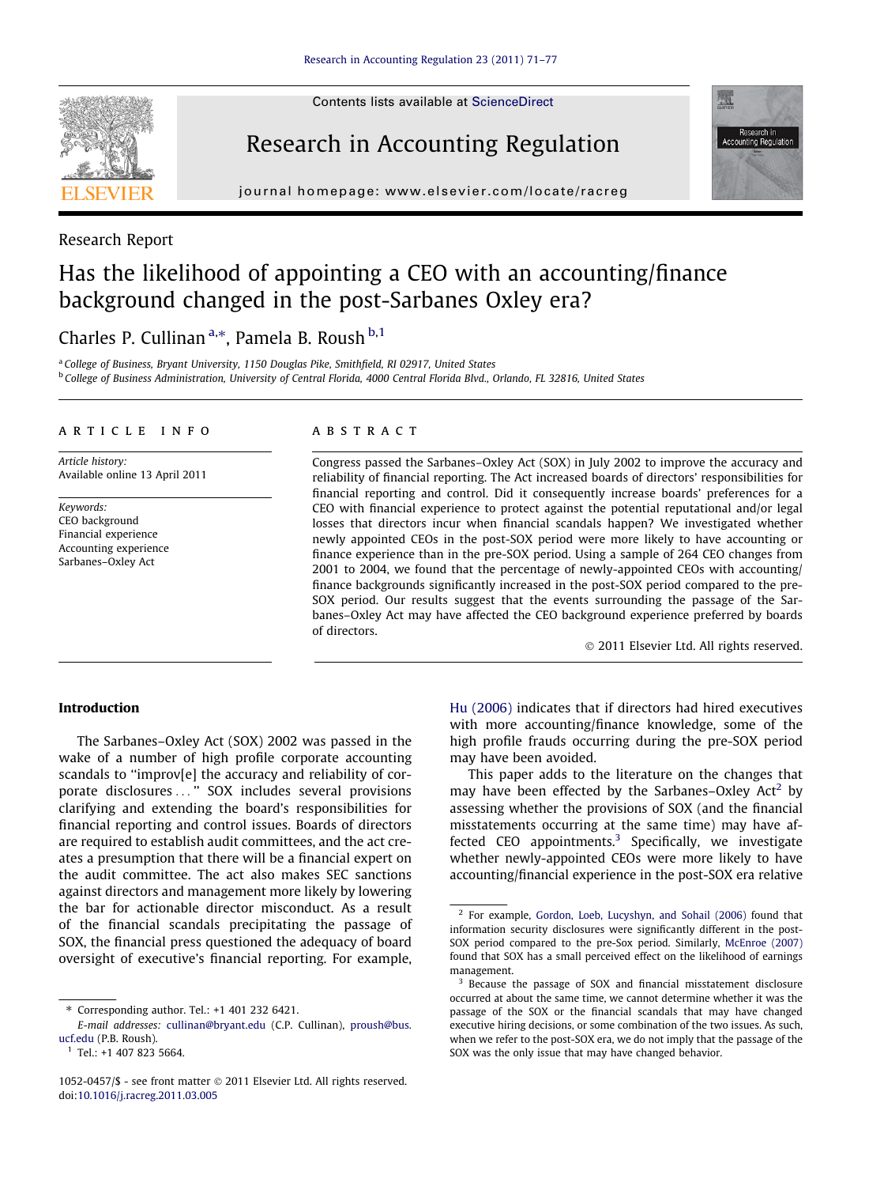Research Report

# Has the likelihood of appointing a CEO with an accounting/finance background changed in the post-Sarbanes Oxley era?

Charles P. Cullinan [a,*], Pamela B. Roush [b,1]

[a] College of Business, Bryant University, 1150 Douglas Pike, Smithfield, RI 02917, United States

[b] College of Business Administration, University of Central Florida, 4000 Central Florida Blvd., Orlando, FL 32816, United States

## ARTICLE INFO

*Article history:*
Available online 13 April 2011

*Keywords:*
CEO background
Financial experience
Accounting experience
Sarbanes–Oxley Act

## ABSTRACT

Congress passed the Sarbanes–Oxley Act (SOX) in July 2002 to improve the accuracy and reliability of financial reporting. The Act increased boards of directors' responsibilities for financial reporting and control. Did it consequently increase boards' preferences for a CEO with financial experience to protect against the potential reputational and/or legal losses that directors incur when financial scandals happen? We investigated whether newly appointed CEOs in the post-SOX period were more likely to have accounting or finance experience than in the pre-SOX period. Using a sample of 264 CEO changes from 2001 to 2004, we found that the percentage of newly-appointed CEOs with accounting/finance backgrounds significantly increased in the post-SOX period compared to the pre-SOX period. Our results suggest that the events surrounding the passage of the Sarbanes–Oxley Act may have affected the CEO background experience preferred by boards of directors.

© 2011 Elsevier Ltd. All rights reserved.

## Introduction

The Sarbanes–Oxley Act (SOX) 2002 was passed in the wake of a number of high profile corporate accounting scandals to "improv[e] the accuracy and reliability of corporate disclosures ..." SOX includes several provisions clarifying and extending the board's responsibilities for financial reporting and control issues. Boards of directors are required to establish audit committees, and the act creates a presumption that there will be a financial expert on the audit committee. The act also makes SEC sanctions against directors and management more likely by lowering the bar for actionable director misconduct. As a result of the financial scandals precipitating the passage of SOX, the financial press questioned the adequacy of board oversight of executive's financial reporting. For example, Hu (2006) indicates that if directors had hired executives with more accounting/finance knowledge, some of the high profile frauds occurring during the pre-SOX period may have been avoided.

This paper adds to the literature on the changes that may have been effected by the Sarbanes–Oxley Act[2] by assessing whether the provisions of SOX (and the financial misstatements occurring at the same time) may have affected CEO appointments.[3] Specifically, we investigate whether newly-appointed CEOs were more likely to have accounting/financial experience in the post-SOX era relative

---

\* Corresponding author. Tel.: +1 401 232 6421.
*E-mail addresses:* cullinan@bryant.edu (C.P. Cullinan), proush@bus.ucf.edu (P.B. Roush).

[1] Tel.: +1 407 823 5664.

[2] For example, Gordon, Loeb, Lucyshyn, and Sohail (2006) found that information security disclosures were significantly different in the post-SOX period compared to the pre-Sox period. Similarly, McEnroe (2007) found that SOX has a small perceived effect on the likelihood of earnings management.

[3] Because the passage of SOX and financial misstatement disclosure occurred at about the same time, we cannot determine whether it was the passage of the SOX or the financial scandals that may have changed executive hiring decisions, or some combination of the two issues. As such, when we refer to the post-SOX era, we do not imply that the passage of the SOX was the only issue that may have changed behavior.

1052-0457/$ - see front matter © 2011 Elsevier Ltd. All rights reserved.
doi:10.1016/j.racreg.2011.03.005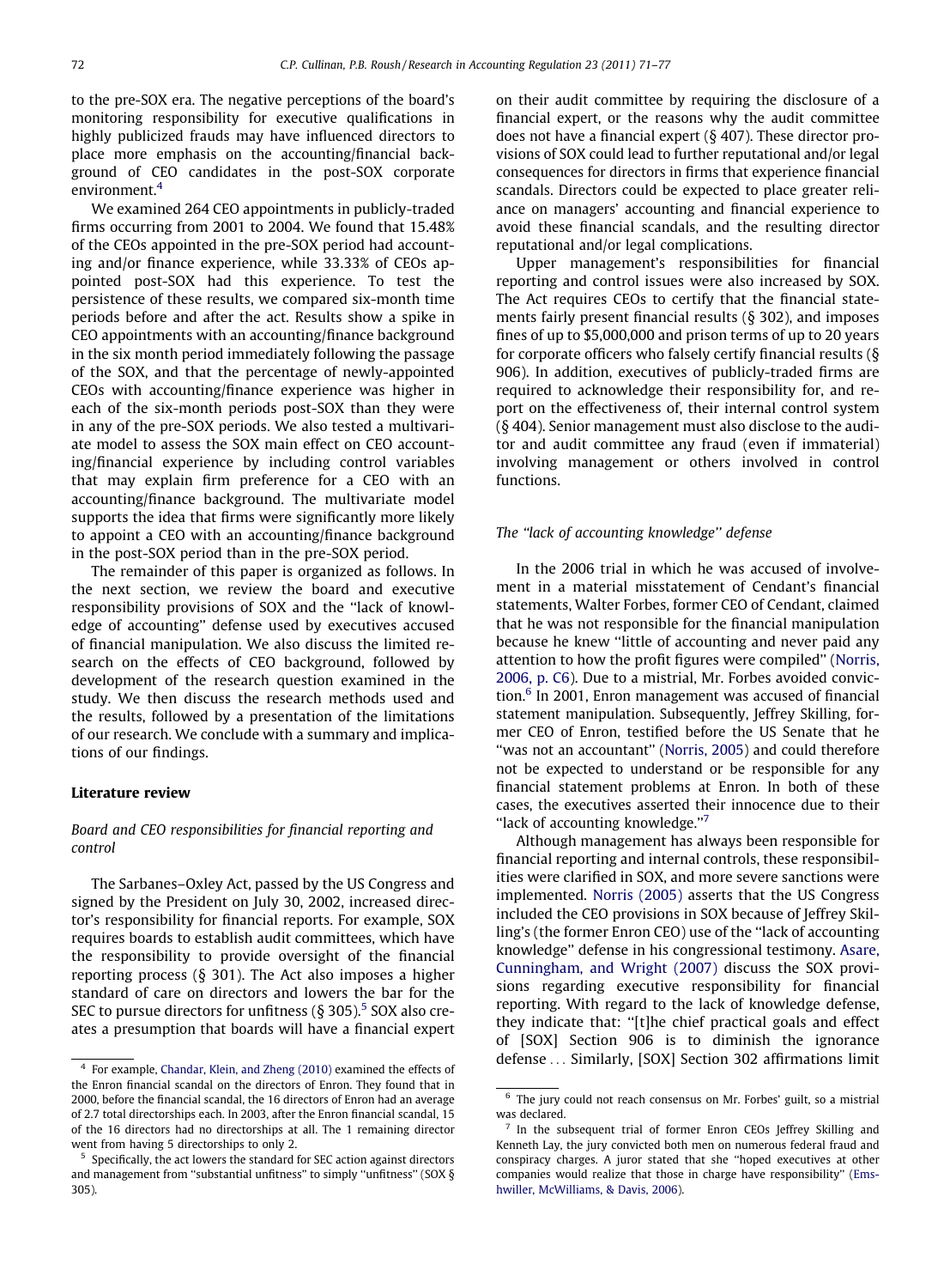to the pre-SOX era. The negative perceptions of the board's monitoring responsibility for executive qualifications in highly publicized frauds may have influenced directors to place more emphasis on the accounting/financial background of CEO candidates in the post-SOX corporate environment.[4]

We examined 264 CEO appointments in publicly-traded firms occurring from 2001 to 2004. We found that 15.48% of the CEOs appointed in the pre-SOX period had accounting and/or finance experience, while 33.33% of CEOs appointed post-SOX had this experience. To test the persistence of these results, we compared six-month time periods before and after the act. Results show a spike in CEO appointments with an accounting/finance background in the six month period immediately following the passage of the SOX, and that the percentage of newly-appointed CEOs with accounting/finance experience was higher in each of the six-month periods post-SOX than they were in any of the pre-SOX periods. We also tested a multivariate model to assess the SOX main effect on CEO accounting/financial experience by including control variables that may explain firm preference for a CEO with an accounting/finance background. The multivariate model supports the idea that firms were significantly more likely to appoint a CEO with an accounting/finance background in the post-SOX period than in the pre-SOX period.

The remainder of this paper is organized as follows. In the next section, we review the board and executive responsibility provisions of SOX and the "lack of knowledge of accounting" defense used by executives accused of financial manipulation. We also discuss the limited research on the effects of CEO background, followed by development of the research question examined in the study. We then discuss the research methods used and the results, followed by a presentation of the limitations of our research. We conclude with a summary and implications of our findings.

## Literature review

### *Board and CEO responsibilities for financial reporting and control*

The Sarbanes–Oxley Act, passed by the US Congress and signed by the President on July 30, 2002, increased director's responsibility for financial reports. For example, SOX requires boards to establish audit committees, which have the responsibility to provide oversight of the financial reporting process (§ 301). The Act also imposes a higher standard of care on directors and lowers the bar for the SEC to pursue directors for unfitness (§ 305).[5] SOX also creates a presumption that boards will have a financial expert on their audit committee by requiring the disclosure of a financial expert, or the reasons why the audit committee does not have a financial expert (§ 407). These director provisions of SOX could lead to further reputational and/or legal consequences for directors in firms that experience financial scandals. Directors could be expected to place greater reliance on managers' accounting and financial experience to avoid these financial scandals, and the resulting director reputational and/or legal complications.

Upper management's responsibilities for financial reporting and control issues were also increased by SOX. The Act requires CEOs to certify that the financial statements fairly present financial results (§ 302), and imposes fines of up to $5,000,000 and prison terms of up to 20 years for corporate officers who falsely certify financial results (§ 906). In addition, executives of publicly-traded firms are required to acknowledge their responsibility for, and report on the effectiveness of, their internal control system (§ 404). Senior management must also disclose to the auditor and audit committee any fraud (even if immaterial) involving management or others involved in control functions.

### *The "lack of accounting knowledge" defense*

In the 2006 trial in which he was accused of involvement in a material misstatement of Cendant's financial statements, Walter Forbes, former CEO of Cendant, claimed that he was not responsible for the financial manipulation because he knew "little of accounting and never paid any attention to how the profit figures were compiled" (Norris, 2006, p. C6). Due to a mistrial, Mr. Forbes avoided conviction.[6] In 2001, Enron management was accused of financial statement manipulation. Subsequently, Jeffrey Skilling, former CEO of Enron, testified before the US Senate that he "was not an accountant" (Norris, 2005) and could therefore not be expected to understand or be responsible for any financial statement problems at Enron. In both of these cases, the executives asserted their innocence due to their "lack of accounting knowledge."[7]

Although management has always been responsible for financial reporting and internal controls, these responsibilities were clarified in SOX, and more severe sanctions were implemented. Norris (2005) asserts that the US Congress included the CEO provisions in SOX because of Jeffrey Skilling's (the former Enron CEO) use of the "lack of accounting knowledge" defense in his congressional testimony. Asare, Cunningham, and Wright (2007) discuss the SOX provisions regarding executive responsibility for financial reporting. With regard to the lack of knowledge defense, they indicate that: "[t]he chief practical goals and effect of [SOX] Section 906 is to diminish the ignorance defense ... Similarly, [SOX] Section 302 affirmations limit

---

[4] For example, Chandar, Klein, and Zheng (2010) examined the effects of the Enron financial scandal on the directors of Enron. They found that in 2000, before the financial scandal, the 16 directors of Enron had an average of 2.7 total directorships each. In 2003, after the Enron financial scandal, 15 of the 16 directors had no directorships at all. The 1 remaining director went from having 5 directorships to only 2.

[5] Specifically, the act lowers the standard for SEC action against directors and management from "substantial unfitness" to simply "unfitness" (SOX § 305).

[6] The jury could not reach consensus on Mr. Forbes' guilt, so a mistrial was declared.

[7] In the subsequent trial of former Enron CEOs Jeffrey Skilling and Kenneth Lay, the jury convicted both men on numerous federal fraud and conspiracy charges. A juror stated that she "hoped executives at other companies would realize that those in charge have responsibility" (Emshwiller, McWilliams, & Davis, 2006).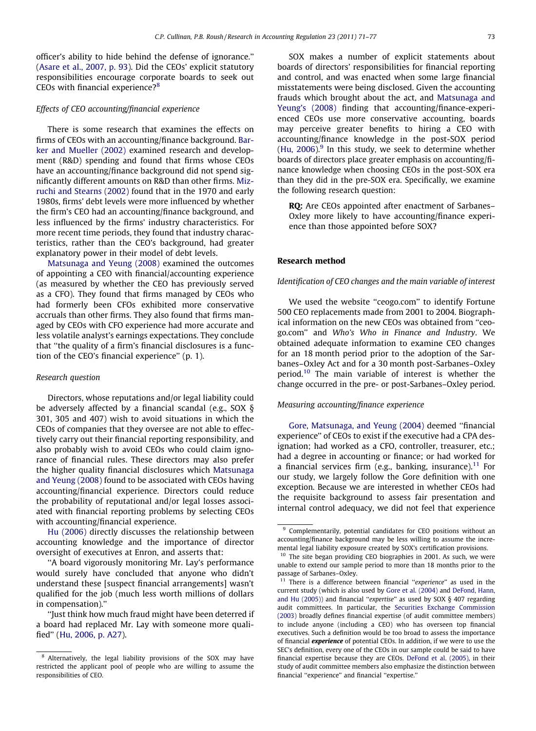officer's ability to hide behind the defense of ignorance." (Asare et al., 2007, p. 93). Did the CEOs' explicit statutory responsibilities encourage corporate boards to seek out CEOs with financial experience?[8]

### Effects of CEO accounting/financial experience

There is some research that examines the effects on firms of CEOs with an accounting/finance background. Barker and Mueller (2002) examined research and development (R&D) spending and found that firms whose CEOs have an accounting/finance background did not spend significantly different amounts on R&D than other firms. Mizruchi and Stearns (2002) found that in the 1970 and early 1980s, firms' debt levels were more influenced by whether the firm's CEO had an accounting/finance background, and less influenced by the firms' industry characteristics. For more recent time periods, they found that industry characteristics, rather than the CEO's background, had greater explanatory power in their model of debt levels.

Matsunaga and Yeung (2008) examined the outcomes of appointing a CEO with financial/accounting experience (as measured by whether the CEO has previously served as a CFO). They found that firms managed by CEOs who had formerly been CFOs exhibited more conservative accruals than other firms. They also found that firms managed by CEOs with CFO experience had more accurate and less volatile analyst's earnings expectations. They conclude that "the quality of a firm's financial disclosures is a function of the CEO's financial experience" (p. 1).

### Research question

Directors, whose reputations and/or legal liability could be adversely affected by a financial scandal (e.g., SOX § 301, 305 and 407) wish to avoid situations in which the CEOs of companies that they oversee are not able to effectively carry out their financial reporting responsibility, and also probably wish to avoid CEOs who could claim ignorance of financial rules. These directors may also prefer the higher quality financial disclosures which Matsunaga and Yeung (2008) found to be associated with CEOs having accounting/financial experience. Directors could reduce the probability of reputational and/or legal losses associated with financial reporting problems by selecting CEOs with accounting/financial experience.

Hu (2006) directly discusses the relationship between accounting knowledge and the importance of director oversight of executives at Enron, and asserts that:

"A board vigorously monitoring Mr. Lay's performance would surely have concluded that anyone who didn't understand these [suspect financial arrangements] wasn't qualified for the job (much less worth millions of dollars in compensation)."

"Just think how much fraud might have been deterred if a board had replaced Mr. Lay with someone more qualified" (Hu, 2006, p. A27).

SOX makes a number of explicit statements about boards of directors' responsibilities for financial reporting and control, and was enacted when some large financial misstatements were being disclosed. Given the accounting frauds which brought about the act, and Matsunaga and Yeung's (2008) finding that accounting/finance-experienced CEOs use more conservative accounting, boards may perceive greater benefits to hiring a CEO with accounting/finance knowledge in the post-SOX period (Hu, 2006).[9] In this study, we seek to determine whether boards of directors place greater emphasis on accounting/finance knowledge when choosing CEOs in the post-SOX era than they did in the pre-SOX era. Specifically, we examine the following research question:

> **RQ:** Are CEOs appointed after enactment of Sarbanes–Oxley more likely to have accounting/finance experience than those appointed before SOX?

## Research method

### Identification of CEO changes and the main variable of interest

We used the website "ceogo.com" to identify Fortune 500 CEO replacements made from 2001 to 2004. Biographical information on the new CEOs was obtained from "ceogo.com" and *Who's Who in Finance and Industry*. We obtained adequate information to examine CEO changes for an 18 month period prior to the adoption of the Sarbanes–Oxley Act and for a 30 month post-Sarbanes–Oxley period.[10] The main variable of interest is whether the change occurred in the pre- or post-Sarbanes–Oxley period.

### Measuring accounting/finance experience

Gore, Matsunaga, and Yeung (2004) deemed "financial experience" of CEOs to exist if the executive had a CPA designation; had worked as a CFO, controller, treasurer, etc.; had a degree in accounting or finance; or had worked for a financial services firm (e.g., banking, insurance).[11] For our study, we largely follow the Gore definition with one exception. Because we are interested in whether CEOs had the requisite background to assess fair presentation and internal control adequacy, we did not feel that experience

---

[8] Alternatively, the legal liability provisions of the SOX may have restricted the applicant pool of people who are willing to assume the responsibilities of CEO.

[9] Complementarily, potential candidates for CEO positions without an accounting/finance background may be less willing to assume the incremental legal liability exposure created by SOX's certification provisions.

[10] The site began providing CEO biographies in 2001. As such, we were unable to extend our sample period to more than 18 months prior to the passage of Sarbanes–Oxley.

[11] There is a difference between financial "*experience*" as used in the current study (which is also used by Gore et al. (2004) and DeFond, Hann, and Hu (2005)) and financial "*expertise*" as used by SOX § 407 regarding audit committees. In particular, the Securities Exchange Commission (2003) broadly defines financial expertise (of audit committee members) to include anyone (including a CEO) who has overseen top financial executives. Such a definition would be too broad to assess the importance of financial ***experience*** of potential CEOs. In addition, if we were to use the SEC's definition, every one of the CEOs in our sample could be said to have financial expertise because they are CEOs. DeFond et al. (2005), in their study of audit committee members also emphasize the distinction between financial "experience" and financial "expertise."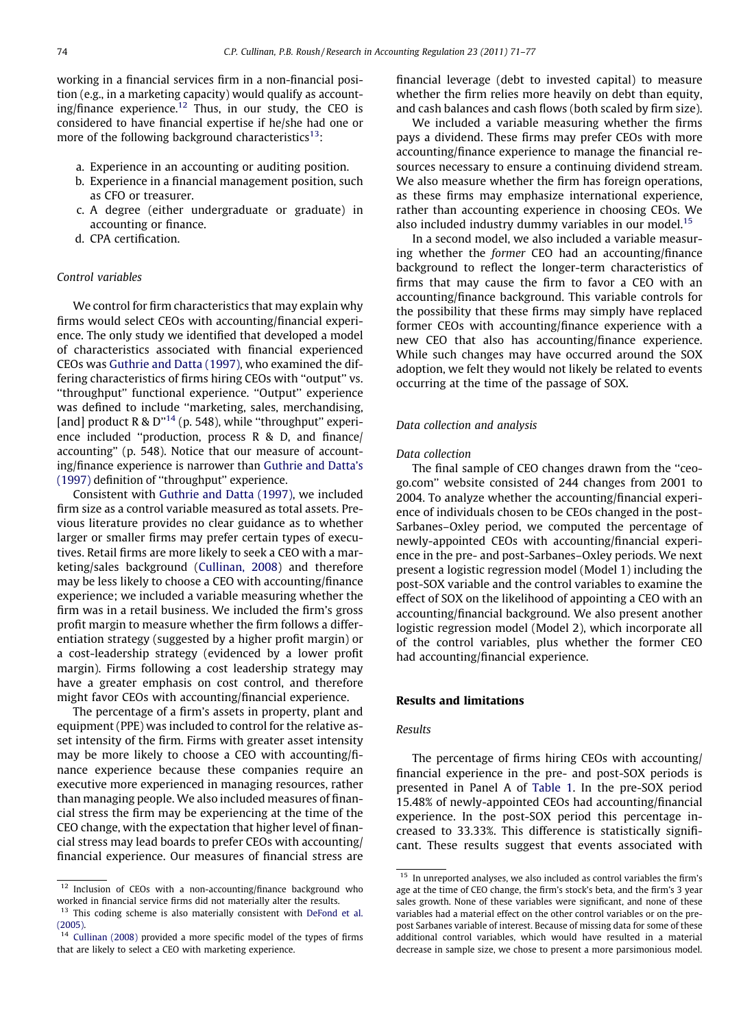working in a financial services firm in a non-financial position (e.g., in a marketing capacity) would qualify as accounting/finance experience.[12] Thus, in our study, the CEO is considered to have financial expertise if he/she had one or more of the following background characteristics[13]:

a. Experience in an accounting or auditing position.
b. Experience in a financial management position, such as CFO or treasurer.
c. A degree (either undergraduate or graduate) in accounting or finance.
d. CPA certification.

### Control variables

We control for firm characteristics that may explain why firms would select CEOs with accounting/financial experience. The only study we identified that developed a model of characteristics associated with financial experienced CEOs was Guthrie and Datta (1997), who examined the differing characteristics of firms hiring CEOs with "output" vs. "throughput" functional experience. "Output" experience was defined to include "marketing, sales, merchandising, [and] product R & D"[14] (p. 548), while "throughput" experience included "production, process R & D, and finance/accounting" (p. 548). Notice that our measure of accounting/finance experience is narrower than Guthrie and Datta's (1997) definition of "throughput" experience.

Consistent with Guthrie and Datta (1997), we included firm size as a control variable measured as total assets. Previous literature provides no clear guidance as to whether larger or smaller firms may prefer certain types of executives. Retail firms are more likely to seek a CEO with a marketing/sales background (Cullinan, 2008) and therefore may be less likely to choose a CEO with accounting/finance experience; we included a variable measuring whether the firm was in a retail business. We included the firm's gross profit margin to measure whether the firm follows a differentiation strategy (suggested by a higher profit margin) or a cost-leadership strategy (evidenced by a lower profit margin). Firms following a cost leadership strategy may have a greater emphasis on cost control, and therefore might favor CEOs with accounting/financial experience.

The percentage of a firm's assets in property, plant and equipment (PPE) was included to control for the relative asset intensity of the firm. Firms with greater asset intensity may be more likely to choose a CEO with accounting/finance experience because these companies require an executive more experienced in managing resources, rather than managing people. We also included measures of financial stress the firm may be experiencing at the time of the CEO change, with the expectation that higher level of financial stress may lead boards to prefer CEOs with accounting/financial experience. Our measures of financial stress are financial leverage (debt to invested capital) to measure whether the firm relies more heavily on debt than equity, and cash balances and cash flows (both scaled by firm size).

We included a variable measuring whether the firms pays a dividend. These firms may prefer CEOs with more accounting/finance experience to manage the financial resources necessary to ensure a continuing dividend stream. We also measure whether the firm has foreign operations, as these firms may emphasize international experience, rather than accounting experience in choosing CEOs. We also included industry dummy variables in our model.[15]

In a second model, we also included a variable measuring whether the *former* CEO had an accounting/finance background to reflect the longer-term characteristics of firms that may cause the firm to favor a CEO with an accounting/finance background. This variable controls for the possibility that these firms may simply have replaced former CEOs with accounting/finance experience with a new CEO that also has accounting/finance experience. While such changes may have occurred around the SOX adoption, we felt they would not likely be related to events occurring at the time of the passage of SOX.

### Data collection and analysis

#### Data collection

The final sample of CEO changes drawn from the "ceo-go.com" website consisted of 244 changes from 2001 to 2004. To analyze whether the accounting/financial experience of individuals chosen to be CEOs changed in the post-Sarbanes–Oxley period, we computed the percentage of newly-appointed CEOs with accounting/financial experience in the pre- and post-Sarbanes–Oxley periods. We next present a logistic regression model (Model 1) including the post-SOX variable and the control variables to examine the effect of SOX on the likelihood of appointing a CEO with an accounting/financial background. We also present another logistic regression model (Model 2), which incorporate all of the control variables, plus whether the former CEO had accounting/financial experience.

## Results and limitations

### Results

The percentage of firms hiring CEOs with accounting/financial experience in the pre- and post-SOX periods is presented in Panel A of Table 1. In the pre-SOX period 15.48% of newly-appointed CEOs had accounting/financial experience. In the post-SOX period this percentage increased to 33.33%. This difference is statistically significant. These results suggest that events associated with

---

[12] Inclusion of CEOs with a non-accounting/finance background who worked in financial service firms did not materially alter the results.

[13] This coding scheme is also materially consistent with DeFond et al. (2005).

[14] Cullinan (2008) provided a more specific model of the types of firms that are likely to select a CEO with marketing experience.

[15] In unreported analyses, we also included as control variables the firm's age at the time of CEO change, the firm's stock's beta, and the firm's 3 year sales growth. None of these variables were significant, and none of these variables had a material effect on the other control variables or on the pre-post Sarbanes variable of interest. Because of missing data for some of these additional control variables, which would have resulted in a material decrease in sample size, we chose to present a more parsimonious model.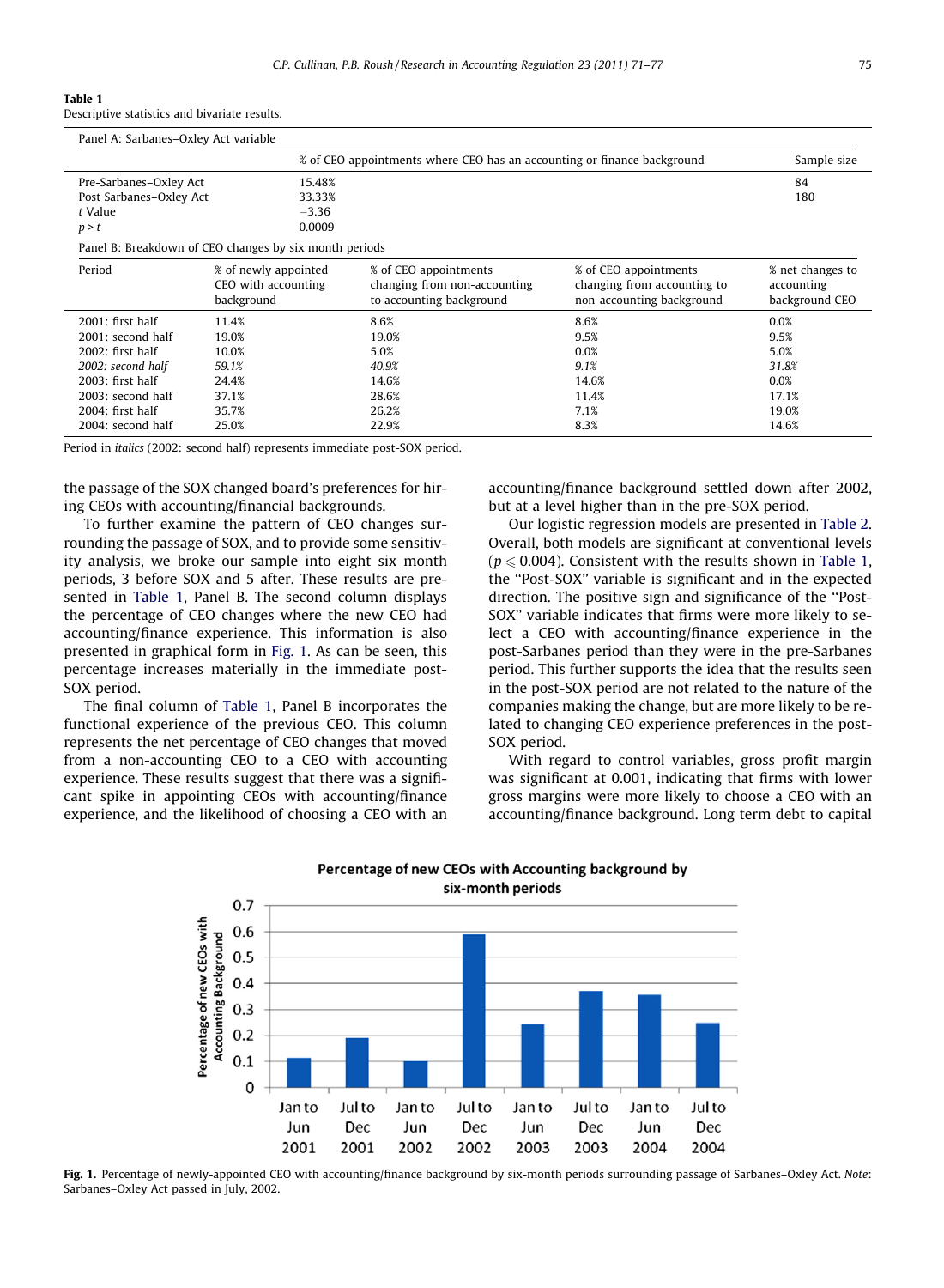**Table 1**
Descriptive statistics and bivariate results.

Panel A: Sarbanes–Oxley Act variable

| | % of CEO appointments where CEO has an accounting or finance background | Sample size |
|---|---|---|
| Pre-Sarbanes–Oxley Act | 15.48% | 84 |
| Post Sarbanes–Oxley Act | 33.33% | 180 |
| *t* Value | −3.36 | |
| *p* > *t* | 0.0009 | |

Panel B: Breakdown of CEO changes by six month periods

| Period | % of newly appointed CEO with accounting background | % of CEO appointments changing from non-accounting to accounting background | % of CEO appointments changing from accounting to non-accounting background | % net changes to accounting background CEO |
|---|---|---|---|---|
| 2001: first half | 11.4% | 8.6% | 8.6% | 0.0% |
| 2001: second half | 19.0% | 19.0% | 9.5% | 9.5% |
| 2002: first half | 10.0% | 5.0% | 0.0% | 5.0% |
| *2002: second half* | *59.1%* | *40.9%* | *9.1%* | *31.8%* |
| 2003: first half | 24.4% | 14.6% | 14.6% | 0.0% |
| 2003: second half | 37.1% | 28.6% | 11.4% | 17.1% |
| 2004: first half | 35.7% | 26.2% | 7.1% | 19.0% |
| 2004: second half | 25.0% | 22.9% | 8.3% | 14.6% |

Period in *italics* (2002: second half) represents immediate post-SOX period.

the passage of the SOX changed board's preferences for hiring CEOs with accounting/financial backgrounds.

To further examine the pattern of CEO changes surrounding the passage of SOX, and to provide some sensitivity analysis, we broke our sample into eight six month periods, 3 before SOX and 5 after. These results are presented in Table 1, Panel B. The second column displays the percentage of CEO changes where the new CEO had accounting/finance experience. This information is also presented in graphical form in Fig. 1. As can be seen, this percentage increases materially in the immediate post-SOX period.

The final column of Table 1, Panel B incorporates the functional experience of the previous CEO. This column represents the net percentage of CEO changes that moved from a non-accounting CEO to a CEO with accounting experience. These results suggest that there was a significant spike in appointing CEOs with accounting/finance experience, and the likelihood of choosing a CEO with an accounting/finance background settled down after 2002, but at a level higher than in the pre-SOX period.

Our logistic regression models are presented in Table 2. Overall, both models are significant at conventional levels ($p \leq 0.004$). Consistent with the results shown in Table 1, the "Post-SOX" variable is significant and in the expected direction. The positive sign and significance of the "Post-SOX" variable indicates that firms were more likely to select a CEO with accounting/finance experience in the post-Sarbanes period than they were in the pre-Sarbanes period. This further supports the idea that the results seen in the post-SOX period are not related to the nature of the companies making the change, but are more likely to be related to changing CEO experience preferences in the post-SOX period.

With regard to control variables, gross profit margin was significant at 0.001, indicating that firms with lower gross margins were more likely to choose a CEO with an accounting/finance background. Long term debt to capital

**Fig. 1.** Percentage of newly-appointed CEO with accounting/finance background by six-month periods surrounding passage of Sarbanes–Oxley Act. *Note*: Sarbanes–Oxley Act passed in July, 2002.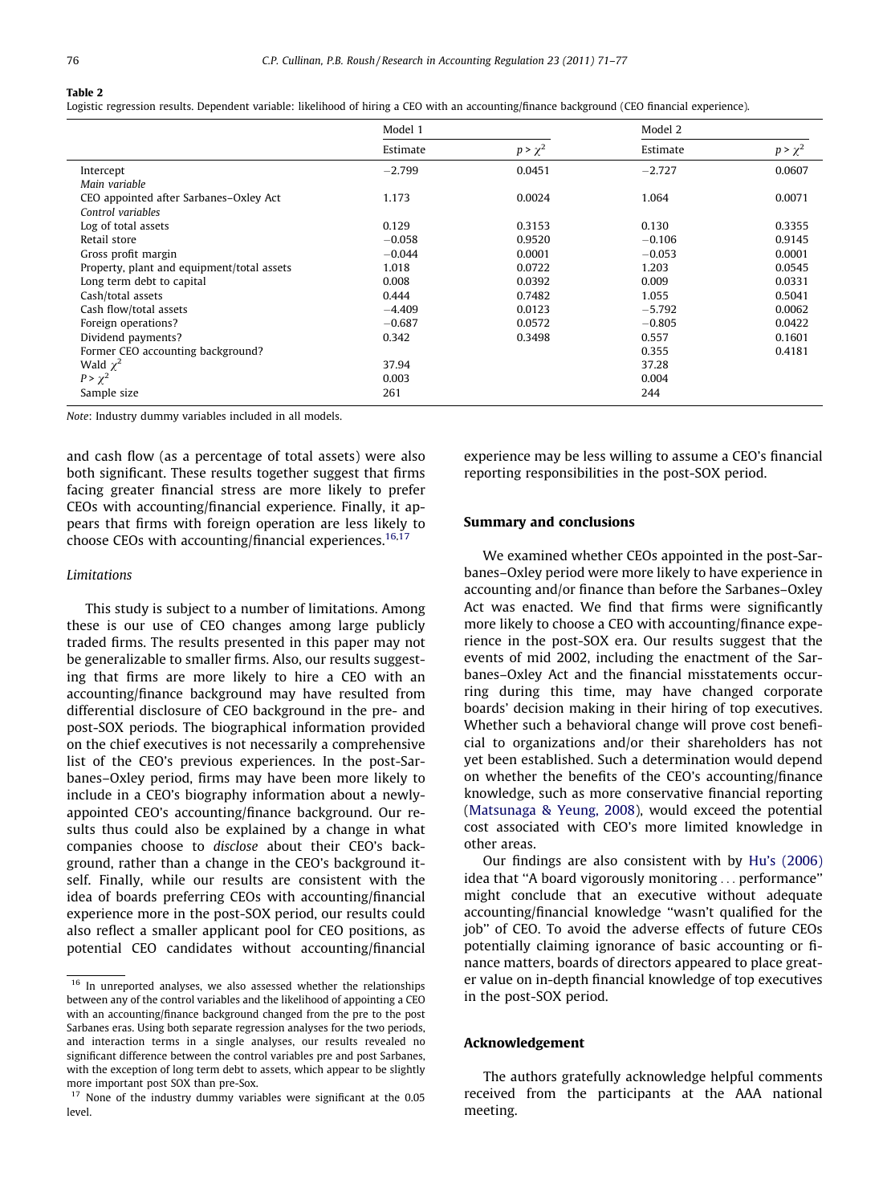**Table 2**
Logistic regression results. Dependent variable: likelihood of hiring a CEO with an accounting/finance background (CEO financial experience).

| | Model 1 | | Model 2 | |
|---|---|---|---|---|
| | Estimate | $p > \chi^2$ | Estimate | $p > \chi^2$ |
| Intercept | −2.799 | 0.0451 | −2.727 | 0.0607 |
| *Main variable* | | | | |
| CEO appointed after Sarbanes–Oxley Act | 1.173 | 0.0024 | 1.064 | 0.0071 |
| *Control variables* | | | | |
| Log of total assets | 0.129 | 0.3153 | 0.130 | 0.3355 |
| Retail store | −0.058 | 0.9520 | −0.106 | 0.9145 |
| Gross profit margin | −0.044 | 0.0001 | −0.053 | 0.0001 |
| Property, plant and equipment/total assets | 1.018 | 0.0722 | 1.203 | 0.0545 |
| Long term debt to capital | 0.008 | 0.0392 | 0.009 | 0.0331 |
| Cash/total assets | 0.444 | 0.7482 | 1.055 | 0.5041 |
| Cash flow/total assets | −4.409 | 0.0123 | −5.792 | 0.0062 |
| Foreign operations? | −0.687 | 0.0572 | −0.805 | 0.0422 |
| Dividend payments? | 0.342 | 0.3498 | 0.557 | 0.1601 |
| Former CEO accounting background? | | | 0.355 | 0.4181 |
| Wald $\chi^2$ | 37.94 | | 37.28 | |
| $P > \chi^2$ | 0.003 | | 0.004 | |
| Sample size | 261 | | 244 | |

*Note*: Industry dummy variables included in all models.

and cash flow (as a percentage of total assets) were also both significant. These results together suggest that firms facing greater financial stress are more likely to prefer CEOs with accounting/financial experience. Finally, it appears that firms with foreign operation are less likely to choose CEOs with accounting/financial experiences.[16,17]

### *Limitations*

This study is subject to a number of limitations. Among these is our use of CEO changes among large publicly traded firms. The results presented in this paper may not be generalizable to smaller firms. Also, our results suggesting that firms are more likely to hire a CEO with an accounting/finance background may have resulted from differential disclosure of CEO background in the pre- and post-SOX periods. The biographical information provided on the chief executives is not necessarily a comprehensive list of the CEO's previous experiences. In the post-Sarbanes–Oxley period, firms may have been more likely to include in a CEO's biography information about a newly-appointed CEO's accounting/finance background. Our results thus could also be explained by a change in what companies choose to *disclose* about their CEO's background, rather than a change in the CEO's background itself. Finally, while our results are consistent with the idea of boards preferring CEOs with accounting/financial experience more in the post-SOX period, our results could also reflect a smaller applicant pool for CEO positions, as potential CEO candidates without accounting/financial experience may be less willing to assume a CEO's financial reporting responsibilities in the post-SOX period.

## Summary and conclusions

We examined whether CEOs appointed in the post-Sarbanes–Oxley period were more likely to have experience in accounting and/or finance than before the Sarbanes–Oxley Act was enacted. We find that firms were significantly more likely to choose a CEO with accounting/finance experience in the post-SOX era. Our results suggest that the events of mid 2002, including the enactment of the Sarbanes–Oxley Act and the financial misstatements occurring during this time, may have changed corporate boards' decision making in their hiring of top executives. Whether such a behavioral change will prove cost beneficial to organizations and/or their shareholders has not yet been established. Such a determination would depend on whether the benefits of the CEO's accounting/finance knowledge, such as more conservative financial reporting (Matsunaga & Yeung, 2008), would exceed the potential cost associated with CEO's more limited knowledge in other areas.

Our findings are also consistent with by Hu's (2006) idea that ''A board vigorously monitoring ... performance'' might conclude that an executive without adequate accounting/financial knowledge ''wasn't qualified for the job'' of CEO. To avoid the adverse effects of future CEOs potentially claiming ignorance of basic accounting or finance matters, boards of directors appeared to place greater value on in-depth financial knowledge of top executives in the post-SOX period.

## Acknowledgement

The authors gratefully acknowledge helpful comments received from the participants at the AAA national meeting.

---

[16] In unreported analyses, we also assessed whether the relationships between any of the control variables and the likelihood of appointing a CEO with an accounting/finance background changed from the pre to the post Sarbanes eras. Using both separate regression analyses for the two periods, and interaction terms in a single analyses, our results revealed no significant difference between the control variables pre and post Sarbanes, with the exception of long term debt to assets, which appear to be slightly more important post SOX than pre-Sox.

[17] None of the industry dummy variables were significant at the 0.05 level.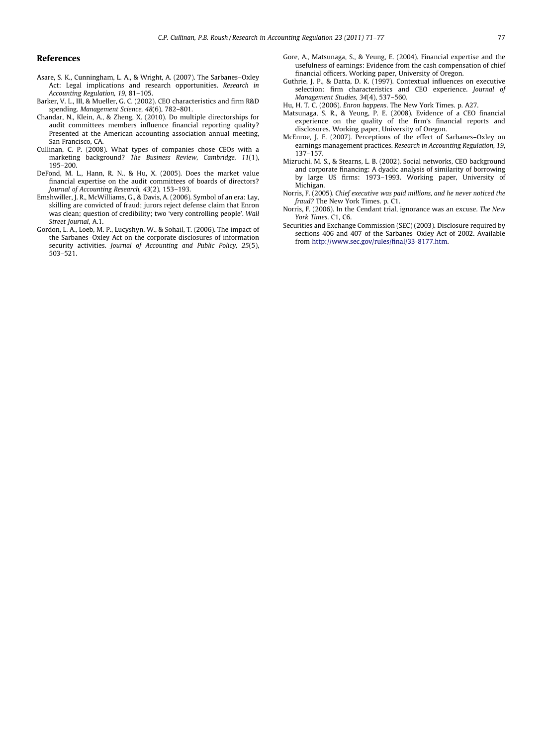## References

Asare, S. K., Cunningham, L. A., & Wright, A. (2007). The Sarbanes–Oxley Act: Legal implications and research opportunities. *Research in Accounting Regulation, 19*, 81–105.

Barker, V. L., III, & Mueller, G. C. (2002). CEO characteristics and firm R&D spending. *Management Science, 48*(6), 782–801.

Chandar, N., Klein, A., & Zheng, X. (2010). Do multiple directorships for audit committees members influence financial reporting quality? Presented at the American accounting association annual meeting, San Francisco, CA.

Cullinan, C. P. (2008). What types of companies chose CEOs with a marketing background? *The Business Review, Cambridge, 11*(1), 195–200.

DeFond, M. L., Hann, R. N., & Hu, X. (2005). Does the market value financial expertise on the audit committees of boards of directors? *Journal of Accounting Research, 43*(2), 153–193.

Emshwiller, J. R., McWilliams, G., & Davis, A. (2006). Symbol of an era: Lay, skilling are convicted of fraud; jurors reject defense claim that Enron was clean; question of credibility; two 'very controlling people'. *Wall Street Journal*, A.1.

Gordon, L. A., Loeb, M. P., Lucyshyn, W., & Sohail, T. (2006). The impact of the Sarbanes–Oxley Act on the corporate disclosures of information security activities. *Journal of Accounting and Public Policy, 25*(5), 503–521.

Gore, A., Matsunaga, S., & Yeung, E. (2004). Financial expertise and the usefulness of earnings: Evidence from the cash compensation of chief financial officers. Working paper, University of Oregon.

Guthrie, J. P., & Datta, D. K. (1997). Contextual influences on executive selection: firm characteristics and CEO experience. *Journal of Management Studies, 34*(4), 537–560.

Hu, H. T. C. (2006). *Enron happens*. The New York Times. p. A27.

Matsunaga, S. R., & Yeung, P. E. (2008). Evidence of a CEO financial experience on the quality of the firm's financial reports and disclosures. Working paper, University of Oregon.

McEnroe, J. E. (2007). Perceptions of the effect of Sarbanes–Oxley on earnings management practices. *Research in Accounting Regulation, 19*, 137–157.

Mizruchi, M. S., & Stearns, L. B. (2002). Social networks, CEO background and corporate financing: A dyadic analysis of similarity of borrowing by large US firms: 1973–1993. Working paper, University of Michigan.

Norris, F. (2005). *Chief executive was paid millions, and he never noticed the fraud?* The New York Times. p. C1.

Norris, F. (2006). In the Cendant trial, ignorance was an excuse. *The New York Times*. C1, C6.

Securities and Exchange Commission (SEC) (2003). Disclosure required by sections 406 and 407 of the Sarbanes–Oxley Act of 2002. Available from http://www.sec.gov/rules/final/33-8177.htm.